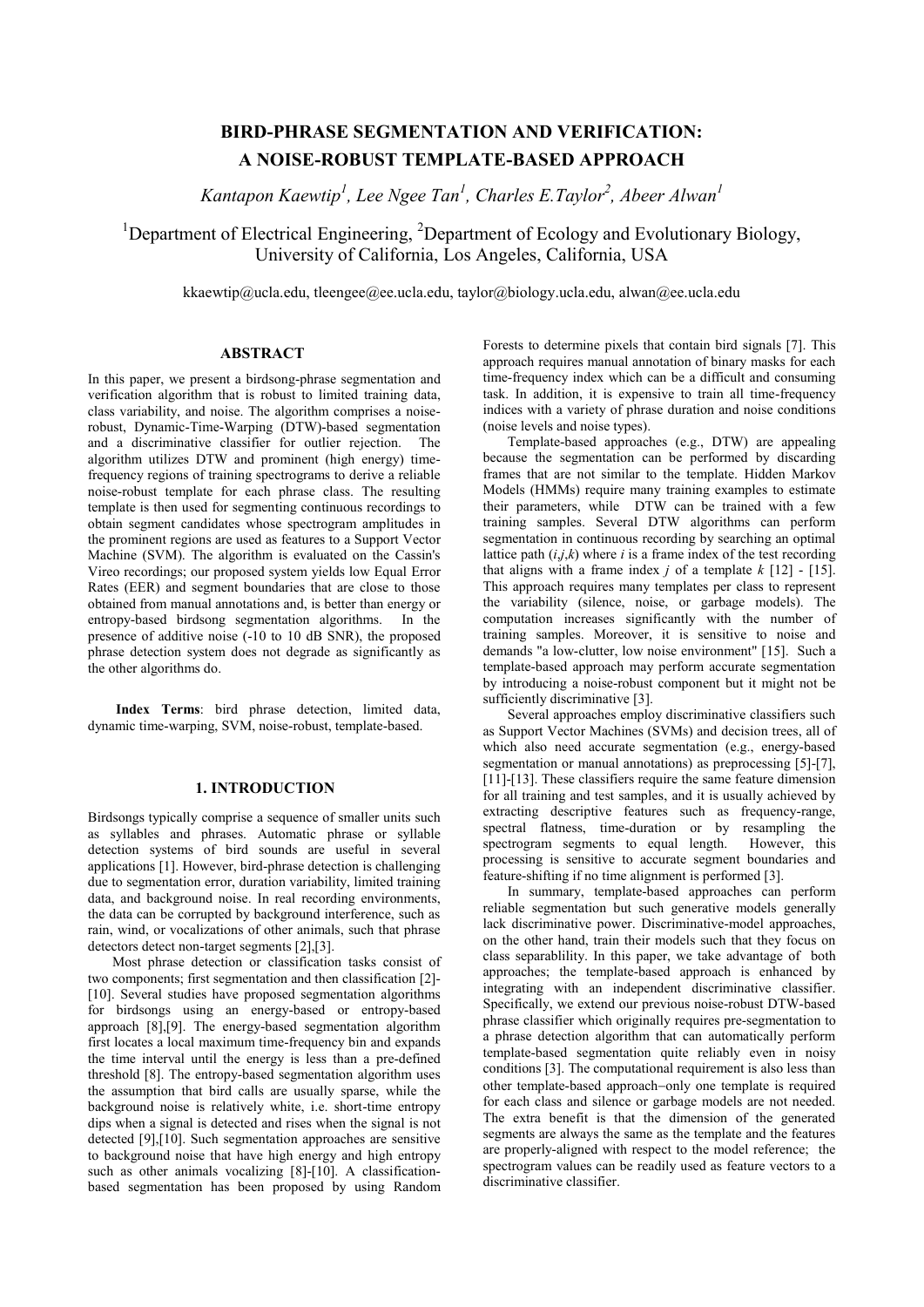# BIRD-PHRASE SEGMENTATION AND VERIFICATION: A NOISE-ROBUST TEMPLATE-BASED APPROACH

*Kantapon Kaewtip[1], Lee Ngee Tan[1], Charles E.Taylor[2], Abeer Alwan[1]*

[1]Department of Electrical Engineering, [2]Department of Ecology and Evolutionary Biology, University of California, Los Angeles, California, USA

kkaewtip@ucla.edu, tleengee@ee.ucla.edu, taylor@biology.ucla.edu, alwan@ee.ucla.edu

## ABSTRACT

In this paper, we present a birdsong-phrase segmentation and verification algorithm that is robust to limited training data, class variability, and noise. The algorithm comprises a noise-robust, Dynamic-Time-Warping (DTW)-based segmentation and a discriminative classifier for outlier rejection. The algorithm utilizes DTW and prominent (high energy) time-frequency regions of training spectrograms to derive a reliable noise-robust template for each phrase class. The resulting template is then used for segmenting continuous recordings to obtain segment candidates whose spectrogram amplitudes in the prominent regions are used as features to a Support Vector Machine (SVM). The algorithm is evaluated on the Cassin's Vireo recordings; our proposed system yields low Equal Error Rates (EER) and segment boundaries that are close to those obtained from manual annotations and, is better than energy or entropy-based birdsong segmentation algorithms. In the presence of additive noise (-10 to 10 dB SNR), the proposed phrase detection system does not degrade as significantly as the other algorithms do.

**Index Terms**: bird phrase detection, limited data, dynamic time-warping, SVM, noise-robust, template-based.

## 1. INTRODUCTION

Birdsongs typically comprise a sequence of smaller units such as syllables and phrases. Automatic phrase or syllable detection systems of bird sounds are useful in several applications [1]. However, bird-phrase detection is challenging due to segmentation error, duration variability, limited training data, and background noise. In real recording environments, the data can be corrupted by background interference, such as rain, wind, or vocalizations of other animals, such that phrase detectors detect non-target segments [2],[3].

Most phrase detection or classification tasks consist of two components; first segmentation and then classification [2]-[10]. Several studies have proposed segmentation algorithms for birdsongs using an energy-based or entropy-based approach [8],[9]. The energy-based segmentation algorithm first locates a local maximum time-frequency bin and expands the time interval until the energy is less than a pre-defined threshold [8]. The entropy-based segmentation algorithm uses the assumption that bird calls are usually sparse, while the background noise is relatively white, i.e. short-time entropy dips when a signal is detected and rises when the signal is not detected [9],[10]. Such segmentation approaches are sensitive to background noise that have high energy and high entropy such as other animals vocalizing [8]-[10]. A classification-based segmentation has been proposed by using Random Forests to determine pixels that contain bird signals [7]. This approach requires manual annotation of binary masks for each time-frequency index which can be a difficult and consuming task. In addition, it is expensive to train all time-frequency indices with a variety of phrase duration and noise conditions (noise levels and noise types).

Template-based approaches (e.g., DTW) are appealing because the segmentation can be performed by discarding frames that are not similar to the template. Hidden Markov Models (HMMs) require many training examples to estimate their parameters, while DTW can be trained with a few training samples. Several DTW algorithms can perform segmentation in continuous recording by searching an optimal lattice path $(i,j,k)$ where $i$ is a frame index of the test recording that aligns with a frame index $j$ of a template $k$ [12] - [15]. This approach requires many templates per class to represent the variability (silence, noise, or garbage models). The computation increases significantly with the number of training samples. Moreover, it is sensitive to noise and demands "a low-clutter, low noise environment" [15]. Such a template-based approach may perform accurate segmentation by introducing a noise-robust component but it might not be sufficiently discriminative [3].

Several approaches employ discriminative classifiers such as Support Vector Machines (SVMs) and decision trees, all of which also need accurate segmentation (e.g., energy-based segmentation or manual annotations) as preprocessing [5]-[7], [11]-[13]. These classifiers require the same feature dimension for all training and test samples, and it is usually achieved by extracting descriptive features such as frequency-range, spectral flatness, time-duration or by resampling the spectrogram segments to equal length. However, this processing is sensitive to accurate segment boundaries and feature-shifting if no time alignment is performed [3].

In summary, template-based approaches can perform reliable segmentation but such generative models generally lack discriminative power. Discriminative-model approaches, on the other hand, train their models such that they focus on class separablility. In this paper, we take advantage of both approaches; the template-based approach is enhanced by integrating with an independent discriminative classifier. Specifically, we extend our previous noise-robust DTW-based phrase classifier which originally requires pre-segmentation to a phrase detection algorithm that can automatically perform template-based segmentation quite reliably even in noisy conditions [3]. The computational requirement is also less than other template-based approach−only one template is required for each class and silence or garbage models are not needed. The extra benefit is that the dimension of the generated segments are always the same as the template and the features are properly-aligned with respect to the model reference; the spectrogram values can be readily used as feature vectors to a discriminative classifier.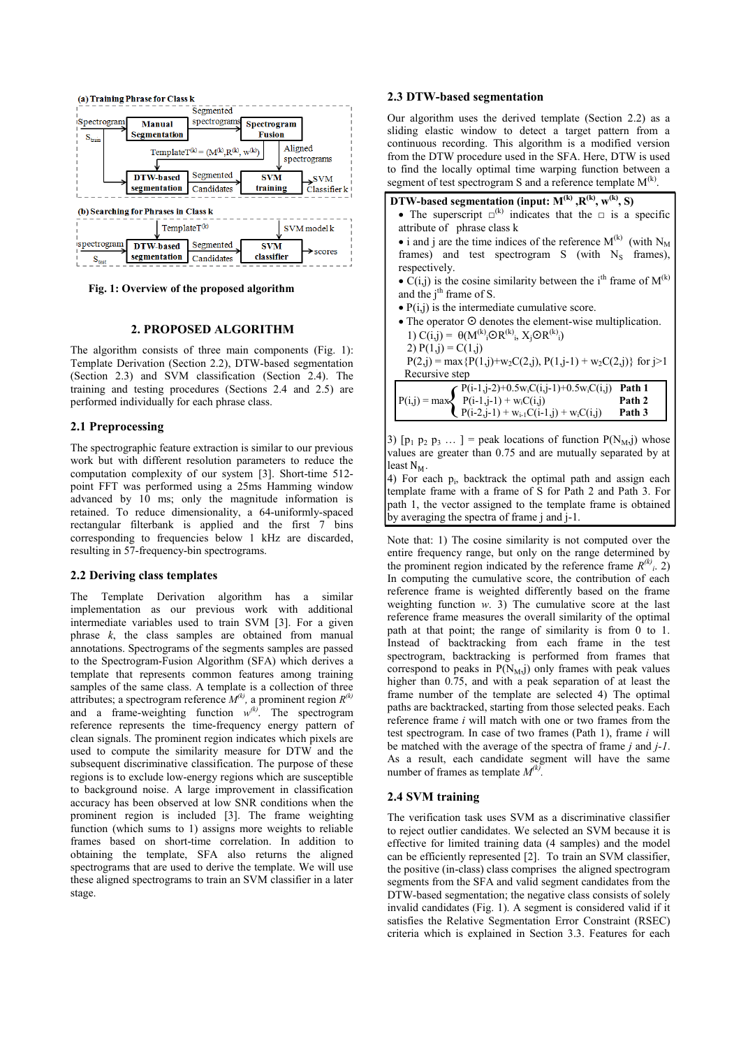**(a) Training Phrase for Class k**

**(b) Searching for Phrases in Class k**

**Fig. 1: Overview of the proposed algorithm**

## 2. PROPOSED ALGORITHM

The algorithm consists of three main components (Fig. 1): Template Derivation (Section 2.2), DTW-based segmentation (Section 2.3) and SVM classification (Section 2.4). The training and testing procedures (Sections 2.4 and 2.5) are performed individually for each phrase class.

### 2.1 Preprocessing

The spectrographic feature extraction is similar to our previous work but with different resolution parameters to reduce the computation complexity of our system [3]. Short-time 512-point FFT was performed using a 25ms Hamming window advanced by 10 ms; only the magnitude information is retained. To reduce dimensionality, a 64-uniformly-spaced rectangular filterbank is applied and the first 7 bins corresponding to frequencies below 1 kHz are discarded, resulting in 57-frequency-bin spectrograms.

### 2.2 Deriving class templates

The Template Derivation algorithm has a similar implementation as our previous work with additional intermediate variables used to train SVM [3]. For a given phrase $k$, the class samples are obtained from manual annotations. Spectrograms of the segments samples are passed to the Spectrogram-Fusion Algorithm (SFA) which derives a template that represents common features among training samples of the same class. A template is a collection of three attributes; a spectrogram reference $M^{(k)}$, a prominent region $R^{(k)}$ and a frame-weighting function $w^{(k)}$. The spectrogram reference represents the time-frequency energy pattern of clean signals. The prominent region indicates which pixels are used to compute the similarity measure for DTW and the subsequent discriminative classification. The purpose of these regions is to exclude low-energy regions which are susceptible to background noise. A large improvement in classification accuracy has been observed at low SNR conditions when the prominent region is included [3]. The frame weighting function (which sums to 1) assigns more weights to reliable frames based on short-time correlation. In addition to obtaining the template, SFA also returns the aligned spectrograms that are used to derive the template. We will use these aligned spectrograms to train an SVM classifier in a later stage.

### 2.3 DTW-based segmentation

Our algorithm uses the derived template (Section 2.2) as a sliding elastic window to detect a target pattern from a continuous recording. This algorithm is a modified version from the DTW procedure used in the SFA. Here, DTW is used to find the locally optimal time warping function between a segment of test spectrogram S and a reference template $M^{(k)}$.

**DTW-based segmentation (input: $M^{(k)}$, $R^{(k)}$, $w^{(k)}$, S)**

- The superscript $\square^{(k)}$ indicates that the $\square$ is a specific attribute of phrase class k
- i and j are the time indices of the reference $M^{(k)}$ (with $N_M$ frames) and test spectrogram S (with $N_S$ frames), respectively.
- C(i,j) is the cosine similarity between the $i^{th}$ frame of $M^{(k)}$ and the $j^{th}$ frame of S.
- P(i,j) is the intermediate cumulative score.
- The operator $\odot$ denotes the element-wise multiplication.

1) $C(i,j) = \theta(M^{(k)}{}_i \odot R^{(k)}{}_i, X_j \odot R^{(k)}{}_i)$

2) $P(1,j) = C(1,j)$

$P(2,j) = \max\{P(1,j)+w_2C(2,j),\ P(1,j-1) + w_2C(2,j)\}$ for $j>1$

Recursive step

$$P(i,j) = \max\begin{cases} P(i-1,j-2)+0.5w_iC(i,j-1)+0.5w_iC(i,j) & \textbf{Path 1} \\ P(i-1,j-1) + w_iC(i,j) & \textbf{Path 2} \\ P(i-2,j-1) + w_{i-1}C(i-1,j) + w_iC(i,j) & \textbf{Path 3} \end{cases}$$

3) $[p_1\ p_2\ p_3\ \dots\ ]$ = peak locations of function $P(N_M,j)$ whose values are greater than 0.75 and are mutually separated by at least $N_M$.

4) For each $p_i$, backtrack the optimal path and assign each template frame with a frame of S for Path 2 and Path 3. For path 1, the vector assigned to the template frame is obtained by averaging the spectra of frame j and j-1.

Note that: 1) The cosine similarity is not computed over the entire frequency range, but only on the range determined by the prominent region indicated by the reference frame $R^{(k)}{}_i$. 2) In computing the cumulative score, the contribution of each reference frame is weighted differently based on the frame weighting function $w$. 3) The cumulative score at the last reference frame measures the overall similarity of the optimal path at that point; the range of similarity is from 0 to 1. Instead of backtracking from each frame in the test spectrogram, backtracking is performed from frames that correspond to peaks in $P(N_M,j)$ only frames with peak values higher than 0.75, and with a peak separation of at least the frame number of the template are selected 4) The optimal paths are backtracked, starting from those selected peaks. Each reference frame $i$ will match with one or two frames from the test spectrogram. In case of two frames (Path 1), frame $i$ will be matched with the average of the spectra of frame $j$ and $j$-$1$. As a result, each candidate segment will have the same number of frames as template $M^{(k)}$.

### 2.4 SVM training

The verification task uses SVM as a discriminative classifier to reject outlier candidates. We selected an SVM because it is effective for limited training data (4 samples) and the model can be efficiently represented [2]. To train an SVM classifier, the positive (in-class) class comprises the aligned spectrogram segments from the SFA and valid segment candidates from the DTW-based segmentation; the negative class consists of solely invalid candidates (Fig. 1). A segment is considered valid if it satisfies the Relative Segmentation Error Constraint (RSEC) criteria which is explained in Section 3.3. Features for each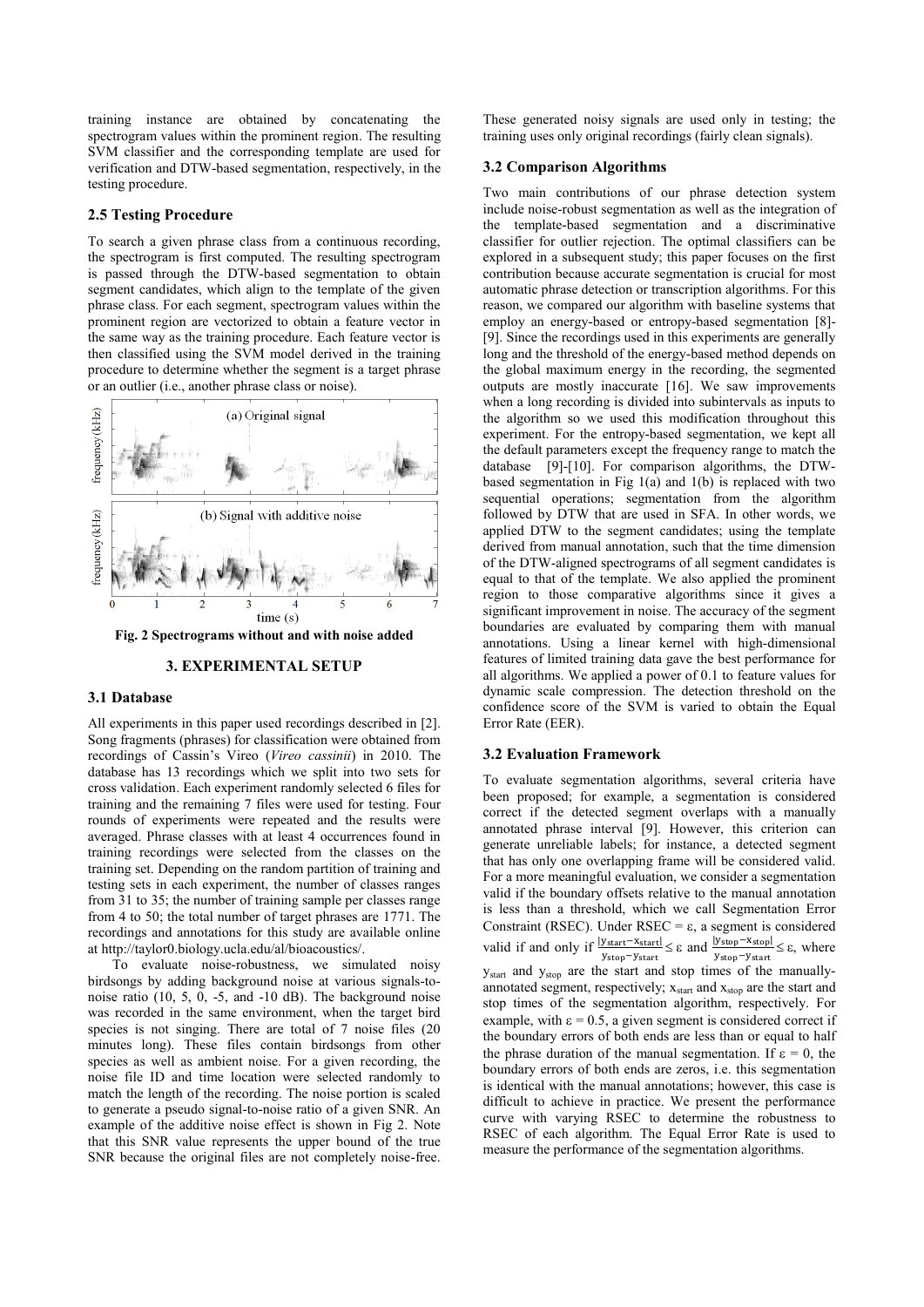training instance are obtained by concatenating the spectrogram values within the prominent region. The resulting SVM classifier and the corresponding template are used for verification and DTW-based segmentation, respectively, in the testing procedure.

### 2.5 Testing Procedure

To search a given phrase class from a continuous recording, the spectrogram is first computed. The resulting spectrogram is passed through the DTW-based segmentation to obtain segment candidates, which align to the template of the given phrase class. For each segment, spectrogram values within the prominent region are vectorized to obtain a feature vector in the same way as the training procedure. Each feature vector is then classified using the SVM model derived in the training procedure to determine whether the segment is a target phrase or an outlier (i.e., another phrase class or noise).

**Fig. 2 Spectrograms without and with noise added**

## 3. EXPERIMENTAL SETUP

### 3.1 Database

All experiments in this paper used recordings described in [2]. Song fragments (phrases) for classification were obtained from recordings of Cassin's Vireo (*Vireo cassinii*) in 2010. The database has 13 recordings which we split into two sets for cross validation. Each experiment randomly selected 6 files for training and the remaining 7 files were used for testing. Four rounds of experiments were repeated and the results were averaged. Phrase classes with at least 4 occurrences found in training recordings were selected from the classes on the training set. Depending on the random partition of training and testing sets in each experiment, the number of classes ranges from 31 to 35; the number of training sample per classes range from 4 to 50; the total number of target phrases are 1771. The recordings and annotations for this study are available online at http://taylor0.biology.ucla.edu/al/bioacoustics/.

To evaluate noise-robustness, we simulated noisy birdsongs by adding background noise at various signals-to-noise ratio (10, 5, 0, -5, and -10 dB). The background noise was recorded in the same environment, when the target bird species is not singing. There are total of 7 noise files (20 minutes long). These files contain birdsongs from other species as well as ambient noise. For a given recording, the noise file ID and time location were selected randomly to match the length of the recording. The noise portion is scaled to generate a pseudo signal-to-noise ratio of a given SNR. An example of the additive noise effect is shown in Fig 2. Note that this SNR value represents the upper bound of the true SNR because the original files are not completely noise-free. These generated noisy signals are used only in testing; the training uses only original recordings (fairly clean signals).

### 3.2 Comparison Algorithms

Two main contributions of our phrase detection system include noise-robust segmentation as well as the integration of the template-based segmentation and a discriminative classifier for outlier rejection. The optimal classifiers can be explored in a subsequent study; this paper focuses on the first contribution because accurate segmentation is crucial for most automatic phrase detection or transcription algorithms. For this reason, we compared our algorithm with baseline systems that employ an energy-based or entropy-based segmentation [8]-[9]. Since the recordings used in this experiments are generally long and the threshold of the energy-based method depends on the global maximum energy in the recording, the segmented outputs are mostly inaccurate [16]. We saw improvements when a long recording is divided into subintervals as inputs to the algorithm so we used this modification throughout this experiment. For the entropy-based segmentation, we kept all the default parameters except the frequency range to match the database [9]-[10]. For comparison algorithms, the DTW-based segmentation in Fig 1(a) and 1(b) is replaced with two sequential operations; segmentation from the algorithm followed by DTW that are used in SFA. In other words, we applied DTW to the segment candidates; using the template derived from manual annotation, such that the time dimension of the DTW-aligned spectrograms of all segment candidates is equal to that of the template. We also applied the prominent region to those comparative algorithms since it gives a significant improvement in noise. The accuracy of the segment boundaries are evaluated by comparing them with manual annotations. Using a linear kernel with high-dimensional features of limited training data gave the best performance for all algorithms. We applied a power of 0.1 to feature values for dynamic scale compression. The detection threshold on the confidence score of the SVM is varied to obtain the Equal Error Rate (EER).

### 3.2 Evaluation Framework

To evaluate segmentation algorithms, several criteria have been proposed; for example, a segmentation is considered correct if the detected segment overlaps with a manually annotated phrase interval [9]. However, this criterion can generate unreliable labels; for instance, a detected segment that has only one overlapping frame will be considered valid. For a more meaningful evaluation, we consider a segmentation valid if the boundary offsets relative to the manual annotation is less than a threshold, which we call Segmentation Error Constraint (RSEC). Under RSEC = $\varepsilon$, a segment is considered valid if and only if $\frac{|y_{start}-x_{start}|}{y_{stop}-y_{start}} \leq \varepsilon$ and $\frac{|y_{stop}-x_{stop}|}{y_{stop}-y_{start}} \leq \varepsilon$, where $y_{start}$ and $y_{stop}$ are the start and stop times of the manually-annotated segment, respectively; $x_{start}$ and $x_{stop}$ are the start and stop times of the segmentation algorithm, respectively. For example, with $\varepsilon = 0.5$, a given segment is considered correct if the boundary errors of both ends are less than or equal to half the phrase duration of the manual segmentation. If $\varepsilon = 0$, the boundary errors of both ends are zeros, i.e. this segmentation is identical with the manual annotations; however, this case is difficult to achieve in practice. We present the performance curve with varying RSEC to determine the robustness to RSEC of each algorithm. The Equal Error Rate is used to measure the performance of the segmentation algorithms.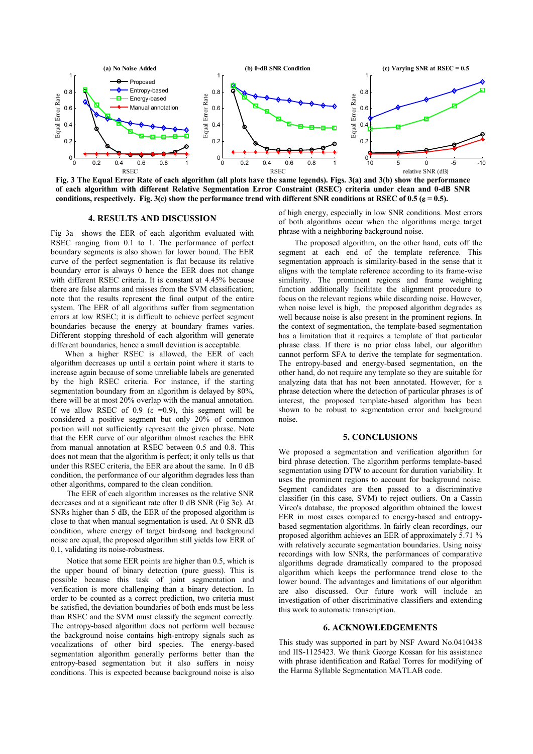(a) No Noise Added

Equal Error Rate

RSEC

Proposed
Entropy-based
Energy-based
Manual annotation

(b) 0-dB SNR Condition

Equal Error Rate

RSEC

(c) Varying SNR at RSEC = 0.5

Equal Error Rate

relative SNR (dB)

**Fig. 3 The Equal Error Rate of each algorithm (all plots have the same legends). Figs. 3(a) and 3(b) show the performance of each algorithm with different Relative Segmentation Error Constraint (RSEC) criteria under clean and 0-dB SNR conditions, respectively. Fig. 3(c) show the performance trend with different SNR conditions at RSEC of 0.5 (ε = 0.5).**

## 4. RESULTS AND DISCUSSION

Fig 3a shows the EER of each algorithm evaluated with RSEC ranging from 0.1 to 1. The performance of perfect boundary segments is also shown for lower bound. The EER curve of the perfect segmentation is flat because its relative boundary error is always 0 hence the EER does not change with different RSEC criteria. It is constant at 4.45% because there are false alarms and misses from the SVM classification; note that the results represent the final output of the entire system. The EER of all algorithms suffer from segmentation errors at low RSEC; it is difficult to achieve perfect segment boundaries because the energy at boundary frames varies. Different stopping threshold of each algorithm will generate different boundaries, hence a small deviation is acceptable.

When a higher RSEC is allowed, the EER of each algorithm decreases up until a certain point where it starts to increase again because of some unreliable labels are generated by the high RSEC criteria. For instance, if the starting segmentation boundary from an algorithm is delayed by 80%, there will be at most 20% overlap with the manual annotation. If we allow RSEC of 0.9 (ε =0.9), this segment will be considered a positive segment but only 20% of common portion will not sufficiently represent the given phrase. Note that the EER curve of our algorithm almost reaches the EER from manual annotation at RSEC between 0.5 and 0.8. This does not mean that the algorithm is perfect; it only tells us that under this RSEC criteria, the EER are about the same. In 0 dB condition, the performance of our algorithm degrades less than other algorithms, compared to the clean condition.

The EER of each algorithm increases as the relative SNR decreases and at a significant rate after 0 dB SNR (Fig 3c). At SNRs higher than 5 dB, the EER of the proposed algorithm is close to that when manual segmentation is used. At 0 SNR dB condition, where energy of target birdsong and background noise are equal, the proposed algorithm still yields low ERR of 0.1, validating its noise-robustness.

Notice that some EER points are higher than 0.5, which is the upper bound of binary detection (pure guess). This is possible because this task of joint segmentation and verification is more challenging than a binary detection. In order to be counted as a correct prediction, two criteria must be satisfied, the deviation boundaries of both ends must be less than RSEC and the SVM must classify the segment correctly. The entropy-based algorithm does not perform well because the background noise contains high-entropy signals such as vocalizations of other bird species. The energy-based segmentation algorithm generally performs better than the entropy-based segmentation but it also suffers in noisy conditions. This is expected because background noise is also of high energy, especially in low SNR conditions. Most errors of both algorithms occur when the algorithms merge target phrase with a neighboring background noise.

The proposed algorithm, on the other hand, cuts off the segment at each end of the template reference. This segmentation approach is similarity-based in the sense that it aligns with the template reference according to its frame-wise similarity. The prominent regions and frame weighting function additionally facilitate the alignment procedure to focus on the relevant regions while discarding noise. However, when noise level is high, the proposed algorithm degrades as well because noise is also present in the prominent regions. In the context of segmentation, the template-based segmentation has a limitation that it requires a template of that particular phrase class. If there is no prior class label, our algorithm cannot perform SFA to derive the template for segmentation. The entropy-based and energy-based segmentation, on the other hand, do not require any template so they are suitable for analyzing data that has not been annotated. However, for a phrase detection where the detection of particular phrases is of interest, the proposed template-based algorithm has been shown to be robust to segmentation error and background noise.

## 5. CONCLUSIONS

We proposed a segmentation and verification algorithm for bird phrase detection. The algorithm performs template-based segmentation using DTW to account for duration variability. It uses the prominent regions to account for background noise. Segment candidates are then passed to a discriminative classifier (in this case, SVM) to reject outliers. On a Cassin Vireo's database, the proposed algorithm obtained the lowest EER in most cases compared to energy-based and entropy-based segmentation algorithms. In fairly clean recordings, our proposed algorithm achieves an EER of approximately 5.71 % with relatively accurate segmentation boundaries. Using noisy recordings with low SNRs, the performances of comparative algorithms degrade dramatically compared to the proposed algorithm which keeps the performance trend close to the lower bound. The advantages and limitations of our algorithm are also discussed. Our future work will include an investigation of other discriminative classifiers and extending this work to automatic transcription.

## 6. ACKNOWLEDGEMENTS

This study was supported in part by NSF Award No.0410438 and IIS-1125423. We thank George Kossan for his assistance with phrase identification and Rafael Torres for modifying of the Harma Syllable Segmentation MATLAB code.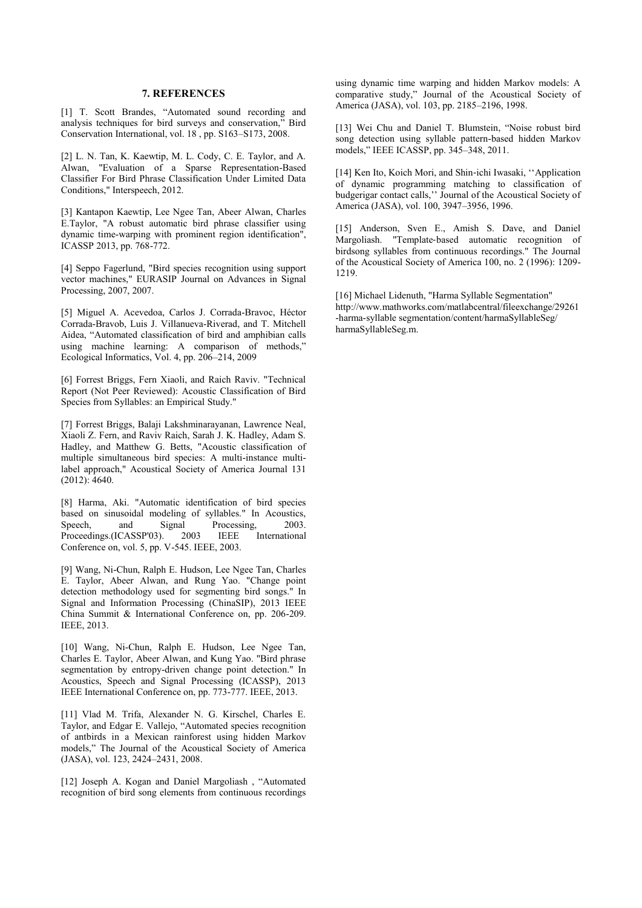## 7. REFERENCES

[1] T. Scott Brandes, "Automated sound recording and analysis techniques for bird surveys and conservation," Bird Conservation International, vol. 18 , pp. S163–S173, 2008.

[2] L. N. Tan, K. Kaewtip, M. L. Cody, C. E. Taylor, and A. Alwan, "Evaluation of a Sparse Representation-Based Classifier For Bird Phrase Classification Under Limited Data Conditions," Interspeech, 2012.

[3] Kantapon Kaewtip, Lee Ngee Tan, Abeer Alwan, Charles E.Taylor, "A robust automatic bird phrase classifier using dynamic time-warping with prominent region identification", ICASSP 2013, pp. 768-772.

[4] Seppo Fagerlund, "Bird species recognition using support vector machines," EURASIP Journal on Advances in Signal Processing, 2007, 2007.

[5] Miguel A. Acevedoa, Carlos J. Corrada-Bravoc, Héctor Corrada-Bravob, Luis J. Villanueva-Riverad, and T. Mitchell Aidea, "Automated classification of bird and amphibian calls using machine learning: A comparison of methods," Ecological Informatics, Vol. 4, pp. 206–214, 2009

[6] Forrest Briggs, Fern Xiaoli, and Raich Raviv. "Technical Report (Not Peer Reviewed): Acoustic Classification of Bird Species from Syllables: an Empirical Study."

[7] Forrest Briggs, Balaji Lakshminarayanan, Lawrence Neal, Xiaoli Z. Fern, and Raviv Raich, Sarah J. K. Hadley, Adam S. Hadley, and Matthew G. Betts, "Acoustic classification of multiple simultaneous bird species: A multi-instance multi-label approach," Acoustical Society of America Journal 131 (2012): 4640.

[8] Harma, Aki. "Automatic identification of bird species based on sinusoidal modeling of syllables." In Acoustics, Speech, and Signal Processing, 2003. Proceedings.(ICASSP'03). 2003 IEEE International Conference on, vol. 5, pp. V-545. IEEE, 2003.

[9] Wang, Ni-Chun, Ralph E. Hudson, Lee Ngee Tan, Charles E. Taylor, Abeer Alwan, and Rung Yao. "Change point detection methodology used for segmenting bird songs." In Signal and Information Processing (ChinaSIP), 2013 IEEE China Summit & International Conference on, pp. 206-209. IEEE, 2013.

[10] Wang, Ni-Chun, Ralph E. Hudson, Lee Ngee Tan, Charles E. Taylor, Abeer Alwan, and Kung Yao. "Bird phrase segmentation by entropy-driven change point detection." In Acoustics, Speech and Signal Processing (ICASSP), 2013 IEEE International Conference on, pp. 773-777. IEEE, 2013.

[11] Vlad M. Trifa, Alexander N. G. Kirschel, Charles E. Taylor, and Edgar E. Vallejo, "Automated species recognition of antbirds in a Mexican rainforest using hidden Markov models," The Journal of the Acoustical Society of America (JASA), vol. 123, 2424–2431, 2008.

[12] Joseph A. Kogan and Daniel Margoliash , "Automated recognition of bird song elements from continuous recordings using dynamic time warping and hidden Markov models: A comparative study," Journal of the Acoustical Society of America (JASA), vol. 103, pp. 2185–2196, 1998.

[13] Wei Chu and Daniel T. Blumstein, "Noise robust bird song detection using syllable pattern-based hidden Markov models," IEEE ICASSP, pp. 345–348, 2011.

[14] Ken Ito, Koich Mori, and Shin-ichi Iwasaki, ''Application of dynamic programming matching to classification of budgerigar contact calls,'' Journal of the Acoustical Society of America (JASA), vol. 100, 3947–3956, 1996.

[15] Anderson, Sven E., Amish S. Dave, and Daniel Margoliash. "Template‐based automatic recognition of birdsong syllables from continuous recordings." The Journal of the Acoustical Society of America 100, no. 2 (1996): 1209-1219.

[16] Michael Lidenuth, "Harma Syllable Segmentation" http://www.mathworks.com/matlabcentral/fileexchange/29261-harma-syllable segmentation/content/harmaSyllableSeg/harmaSyllableSeg.m.